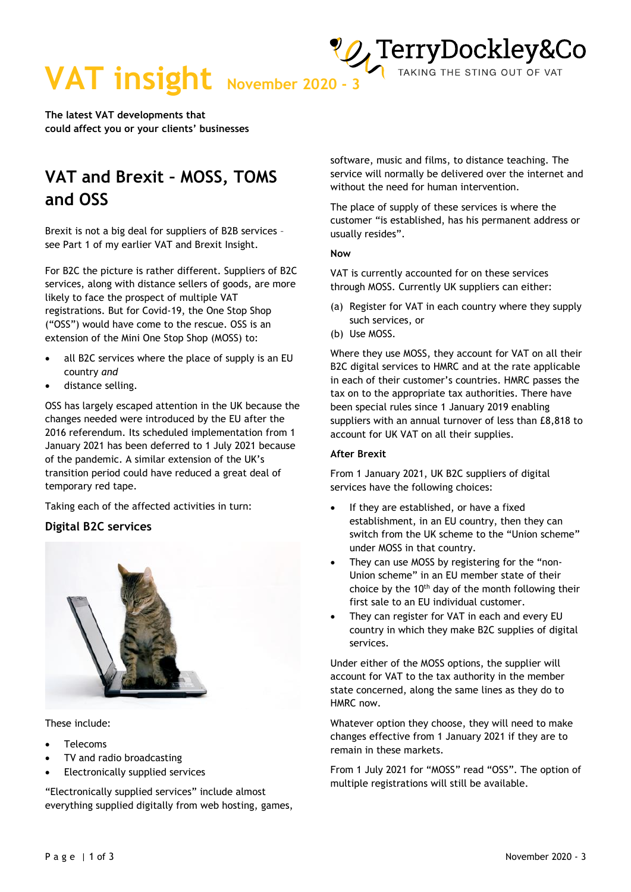# VAT insight November 2020 - 3

TerryDockley&Co
TAKING THE STING OUT OF VAT

**The latest VAT developments that could affect you or your clients' businesses**

## VAT and Brexit – MOSS, TOMS and OSS

Brexit is not a big deal for suppliers of B2B services – see Part 1 of my earlier VAT and Brexit Insight.

For B2C the picture is rather different. Suppliers of B2C services, along with distance sellers of goods, are more likely to face the prospect of multiple VAT registrations. But for Covid-19, the One Stop Shop ("OSS") would have come to the rescue. OSS is an extension of the Mini One Stop Shop (MOSS) to:

- all B2C services where the place of supply is an EU country *and*
- distance selling.

OSS has largely escaped attention in the UK because the changes needed were introduced by the EU after the 2016 referendum. Its scheduled implementation from 1 January 2021 has been deferred to 1 July 2021 because of the pandemic. A similar extension of the UK's transition period could have reduced a great deal of temporary red tape.

Taking each of the affected activities in turn:

### Digital B2C services

These include:

- Telecoms
- TV and radio broadcasting
- Electronically supplied services

"Electronically supplied services" include almost everything supplied digitally from web hosting, games, software, music and films, to distance teaching. The service will normally be delivered over the internet and without the need for human intervention.

The place of supply of these services is where the customer "is established, has his permanent address or usually resides".

**Now**

VAT is currently accounted for on these services through MOSS. Currently UK suppliers can either:

(a) Register for VAT in each country where they supply such services, or
(b) Use MOSS.

Where they use MOSS, they account for VAT on all their B2C digital services to HMRC and at the rate applicable in each of their customer's countries. HMRC passes the tax on to the appropriate tax authorities. There have been special rules since 1 January 2019 enabling suppliers with an annual turnover of less than £8,818 to account for UK VAT on all their supplies.

**After Brexit**

From 1 January 2021, UK B2C suppliers of digital services have the following choices:

- If they are established, or have a fixed establishment, in an EU country, then they can switch from the UK scheme to the "Union scheme" under MOSS in that country.
- They can use MOSS by registering for the "non-Union scheme" in an EU member state of their choice by the 10th day of the month following their first sale to an EU individual customer.
- They can register for VAT in each and every EU country in which they make B2C supplies of digital services.

Under either of the MOSS options, the supplier will account for VAT to the tax authority in the member state concerned, along the same lines as they do to HMRC now.

Whatever option they choose, they will need to make changes effective from 1 January 2021 if they are to remain in these markets.

From 1 July 2021 for "MOSS" read "OSS". The option of multiple registrations will still be available.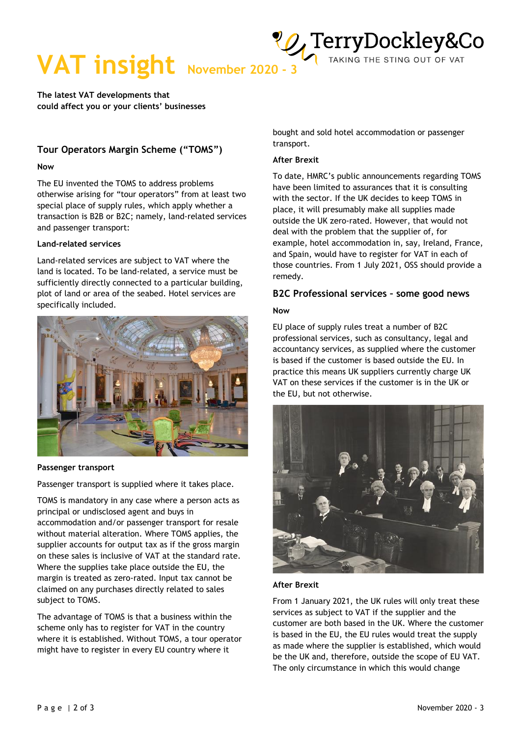# VAT insight November 2020 - 3

**The latest VAT developments that could affect you or your clients' businesses**

## Tour Operators Margin Scheme ("TOMS")

### Now

The EU invented the TOMS to address problems otherwise arising for "tour operators" from at least two special place of supply rules, which apply whether a transaction is B2B or B2C; namely, land-related services and passenger transport:

### Land-related services

Land-related services are subject to VAT where the land is located. To be land-related, a service must be sufficiently directly connected to a particular building, plot of land or area of the seabed. Hotel services are specifically included.

### Passenger transport

Passenger transport is supplied where it takes place.

TOMS is mandatory in any case where a person acts as principal or undisclosed agent and buys in accommodation and/or passenger transport for resale without material alteration. Where TOMS applies, the supplier accounts for output tax as if the gross margin on these sales is inclusive of VAT at the standard rate. Where the supplies take place outside the EU, the margin is treated as zero-rated. Input tax cannot be claimed on any purchases directly related to sales subject to TOMS.

The advantage of TOMS is that a business within the scheme only has to register for VAT in the country where it is established. Without TOMS, a tour operator might have to register in every EU country where it bought and sold hotel accommodation or passenger transport.

### After Brexit

To date, HMRC's public announcements regarding TOMS have been limited to assurances that it is consulting with the sector. If the UK decides to keep TOMS in place, it will presumably make all supplies made outside the UK zero-rated. However, that would not deal with the problem that the supplier of, for example, hotel accommodation in, say, Ireland, France, and Spain, would have to register for VAT in each of those countries. From 1 July 2021, OSS should provide a remedy.

## B2C Professional services – some good news

### Now

EU place of supply rules treat a number of B2C professional services, such as consultancy, legal and accountancy services, as supplied where the customer is based if the customer is based outside the EU. In practice this means UK suppliers currently charge UK VAT on these services if the customer is in the UK or the EU, but not otherwise.

### After Brexit

From 1 January 2021, the UK rules will only treat these services as subject to VAT if the supplier and the customer are both based in the UK. Where the customer is based in the EU, the EU rules would treat the supply as made where the supplier is established, which would be the UK and, therefore, outside the scope of EU VAT. The only circumstance in which this would change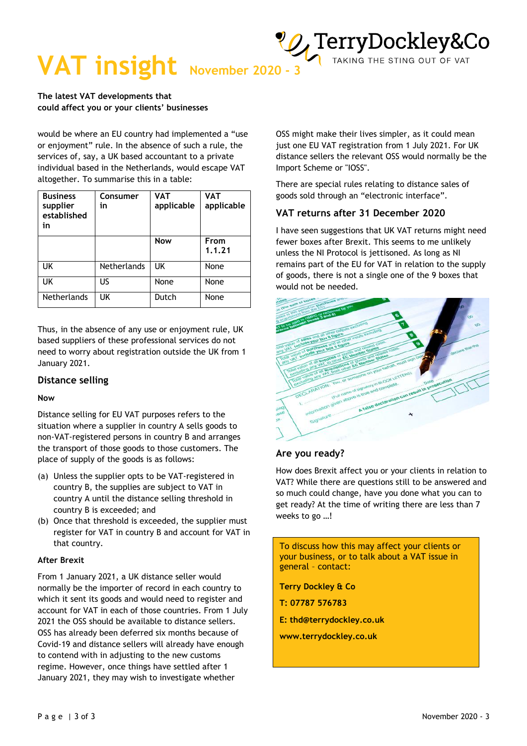# VAT insight November 2020 - 3

TerryDockley&Co
TAKING THE STING OUT OF VAT

**The latest VAT developments that could affect you or your clients' businesses**

would be where an EU country had implemented a "use or enjoyment" rule. In the absence of such a rule, the services of, say, a UK based accountant to a private individual based in the Netherlands, would escape VAT altogether. To summarise this in a table:

| Business supplier established in | Consumer in | VAT applicable | VAT applicable |
|---|---|---|---|
| | | Now | From 1.1.21 |
| UK | Netherlands | UK | None |
| UK | US | None | None |
| Netherlands | UK | Dutch | None |

Thus, in the absence of any use or enjoyment rule, UK based suppliers of these professional services do not need to worry about registration outside the UK from 1 January 2021.

## Distance selling

**Now**

Distance selling for EU VAT purposes refers to the situation where a supplier in country A sells goods to non-VAT-registered persons in country B and arranges the transport of those goods to those customers. The place of supply of the goods is as follows:

(a) Unless the supplier opts to be VAT-registered in country B, the supplies are subject to VAT in country A until the distance selling threshold in country B is exceeded; and

(b) Once that threshold is exceeded, the supplier must register for VAT in country B and account for VAT in that country.

**After Brexit**

From 1 January 2021, a UK distance seller would normally be the importer of record in each country to which it sent its goods and would need to register and account for VAT in each of those countries. From 1 July 2021 the OSS should be available to distance sellers. OSS has already been deferred six months because of Covid-19 and distance sellers will already have enough to contend with in adjusting to the new customs regime. However, once things have settled after 1 January 2021, they may wish to investigate whether OSS might make their lives simpler, as it could mean just one EU VAT registration from 1 July 2021. For UK distance sellers the relevant OSS would normally be the Import Scheme or "IOSS".

There are special rules relating to distance sales of goods sold through an "electronic interface".

## VAT returns after 31 December 2020

I have seen suggestions that UK VAT returns might need fewer boxes after Brexit. This seems to me unlikely unless the NI Protocol is jettisoned. As long as NI remains part of the EU for VAT in relation to the supply of goods, there is not a single one of the 9 boxes that would not be needed.

## Are you ready?

How does Brexit affect you or your clients in relation to VAT? While there are questions still to be answered and so much could change, have you done what you can to get ready? At the time of writing there are less than 7 weeks to go …!

To discuss how this may affect your clients or your business, or to talk about a VAT issue in general – contact:

**Terry Dockley & Co**

**T: 07787 576783**

**E: thd@terrydockley.co.uk**

**www.terrydockley.co.uk**